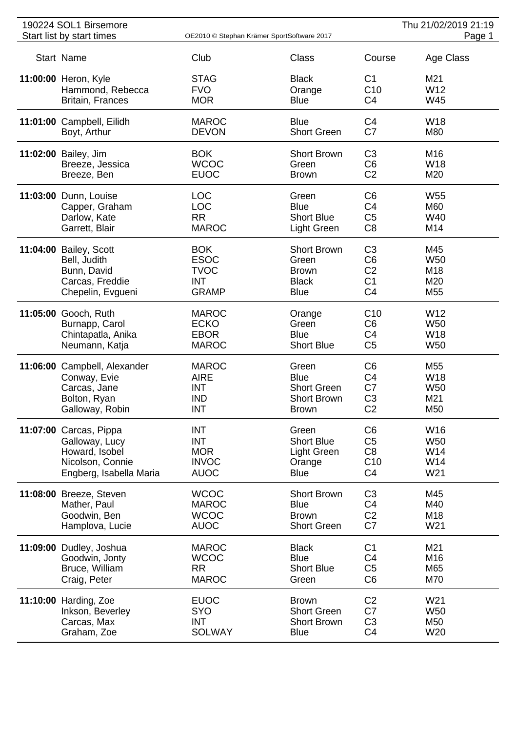190224 SOL1 Birsemore

Start list by start times

OE2010 © Stephan Krämer SportSoftware 2017

Thu 21/02/2019 21:19

| Start | Name | Club | Class | Course | Age Class |
|---|---|---|---|---|---|
| **11:00:00** | Heron, Kyle | STAG | Black | C1 | M21 |
| | Hammond, Rebecca | FVO | Orange | C10 | W12 |
| | Britain, Frances | MOR | Blue | C4 | W45 |
| **11:01:00** | Campbell, Eilidh | MAROC | Blue | C4 | W18 |
| | Boyt, Arthur | DEVON | Short Green | C7 | M80 |
| **11:02:00** | Bailey, Jim | BOK | Short Brown | C3 | M16 |
| | Breeze, Jessica | WCOC | Green | C6 | W18 |
| | Breeze, Ben | EUOC | Brown | C2 | M20 |
| **11:03:00** | Dunn, Louise | LOC | Green | C6 | W55 |
| | Capper, Graham | LOC | Blue | C4 | M60 |
| | Darlow, Kate | RR | Short Blue | C5 | W40 |
| | Garrett, Blair | MAROC | Light Green | C8 | M14 |
| **11:04:00** | Bailey, Scott | BOK | Short Brown | C3 | M45 |
| | Bell, Judith | ESOC | Green | C6 | W50 |
| | Bunn, David | TVOC | Brown | C2 | M18 |
| | Carcas, Freddie | INT | Black | C1 | M20 |
| | Chepelin, Evgueni | GRAMP | Blue | C4 | M55 |
| **11:05:00** | Gooch, Ruth | MAROC | Orange | C10 | W12 |
| | Burnapp, Carol | ECKO | Green | C6 | W50 |
| | Chintapatla, Anika | EBOR | Blue | C4 | W18 |
| | Neumann, Katja | MAROC | Short Blue | C5 | W50 |
| **11:06:00** | Campbell, Alexander | MAROC | Green | C6 | M55 |
| | Conway, Evie | AIRE | Blue | C4 | W18 |
| | Carcas, Jane | INT | Short Green | C7 | W50 |
| | Bolton, Ryan | IND | Short Brown | C3 | M21 |
| | Galloway, Robin | INT | Brown | C2 | M50 |
| **11:07:00** | Carcas, Pippa | INT | Green | C6 | W16 |
| | Galloway, Lucy | INT | Short Blue | C5 | W50 |
| | Howard, Isobel | MOR | Light Green | C8 | W14 |
| | Nicolson, Connie | INVOC | Orange | C10 | W14 |
| | Engberg, Isabella Maria | AUOC | Blue | C4 | W21 |
| **11:08:00** | Breeze, Steven | WCOC | Short Brown | C3 | M45 |
| | Mather, Paul | MAROC | Blue | C4 | M40 |
| | Goodwin, Ben | WCOC | Brown | C2 | M18 |
| | Hamplova, Lucie | AUOC | Short Green | C7 | W21 |
| **11:09:00** | Dudley, Joshua | MAROC | Black | C1 | M21 |
| | Goodwin, Jonty | WCOC | Blue | C4 | M16 |
| | Bruce, William | RR | Short Blue | C5 | M65 |
| | Craig, Peter | MAROC | Green | C6 | M70 |
| **11:10:00** | Harding, Zoe | EUOC | Brown | C2 | W21 |
| | Inkson, Beverley | SYO | Short Green | C7 | W50 |
| | Carcas, Max | INT | Short Brown | C3 | M50 |
| | Graham, Zoe | SOLWAY | Blue | C4 | W20 |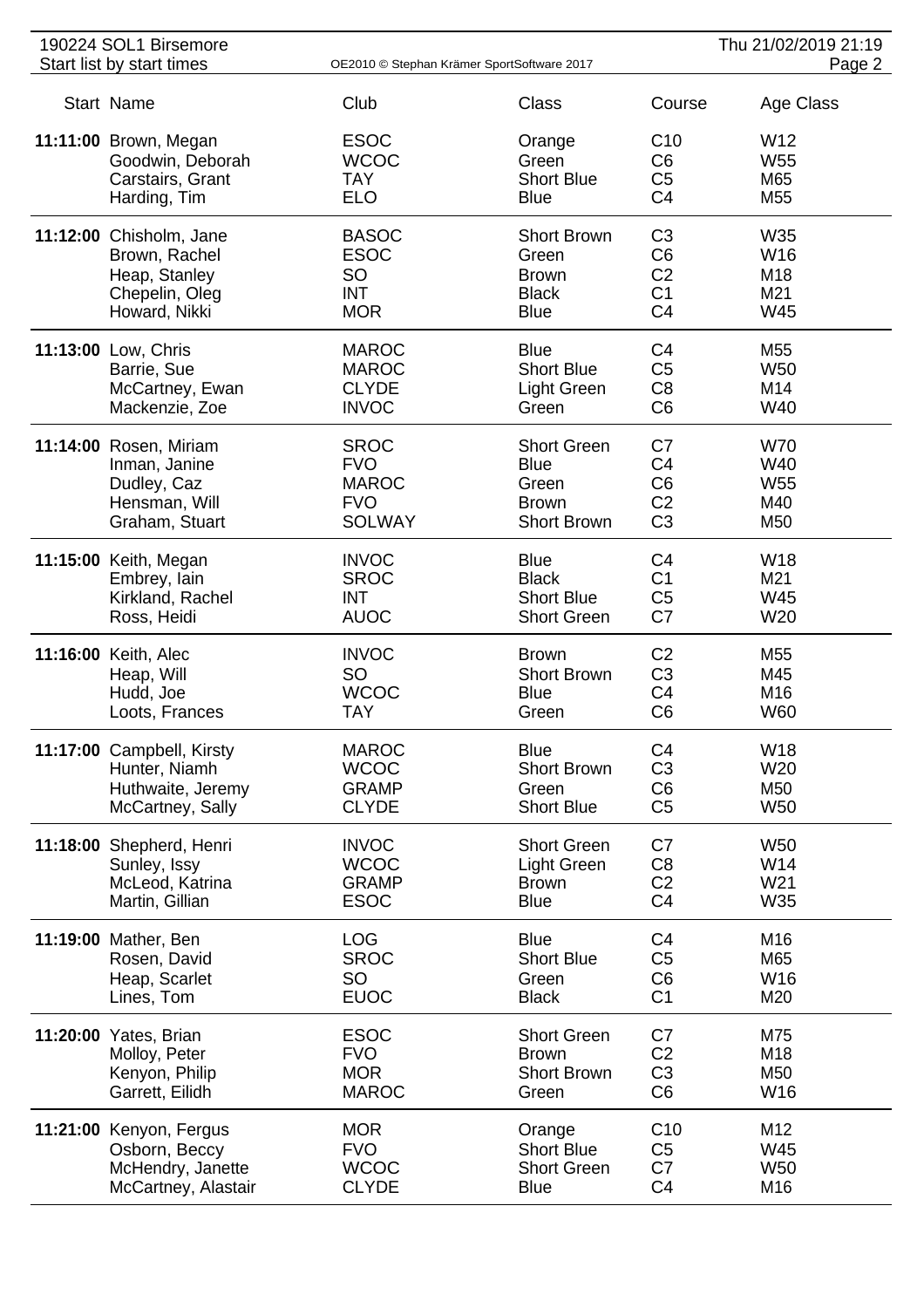190224 SOL1 Birsemore

Start list by start times

OE2010 © Stephan Krämer SportSoftware 2017

Thu 21/02/2019 21:19

| Start | Name | Club | Class | Course | Age Class |
|---|---|---|---|---|---|
| **11:11:00** | Brown, Megan | ESOC | Orange | C10 | W12 |
| | Goodwin, Deborah | WCOC | Green | C6 | W55 |
| | Carstairs, Grant | TAY | Short Blue | C5 | M65 |
| | Harding, Tim | ELO | Blue | C4 | M55 |
| **11:12:00** | Chisholm, Jane | BASOC | Short Brown | C3 | W35 |
| | Brown, Rachel | ESOC | Green | C6 | W16 |
| | Heap, Stanley | SO | Brown | C2 | M18 |
| | Chepelin, Oleg | INT | Black | C1 | M21 |
| | Howard, Nikki | MOR | Blue | C4 | W45 |
| **11:13:00** | Low, Chris | MAROC | Blue | C4 | M55 |
| | Barrie, Sue | MAROC | Short Blue | C5 | W50 |
| | McCartney, Ewan | CLYDE | Light Green | C8 | M14 |
| | Mackenzie, Zoe | INVOC | Green | C6 | W40 |
| **11:14:00** | Rosen, Miriam | SROC | Short Green | C7 | W70 |
| | Inman, Janine | FVO | Blue | C4 | W40 |
| | Dudley, Caz | MAROC | Green | C6 | W55 |
| | Hensman, Will | FVO | Brown | C2 | M40 |
| | Graham, Stuart | SOLWAY | Short Brown | C3 | M50 |
| **11:15:00** | Keith, Megan | INVOC | Blue | C4 | W18 |
| | Embrey, Iain | SROC | Black | C1 | M21 |
| | Kirkland, Rachel | INT | Short Blue | C5 | W45 |
| | Ross, Heidi | AUOC | Short Green | C7 | W20 |
| **11:16:00** | Keith, Alec | INVOC | Brown | C2 | M55 |
| | Heap, Will | SO | Short Brown | C3 | M45 |
| | Hudd, Joe | WCOC | Blue | C4 | M16 |
| | Loots, Frances | TAY | Green | C6 | W60 |
| **11:17:00** | Campbell, Kirsty | MAROC | Blue | C4 | W18 |
| | Hunter, Niamh | WCOC | Short Brown | C3 | W20 |
| | Huthwaite, Jeremy | GRAMP | Green | C6 | M50 |
| | McCartney, Sally | CLYDE | Short Blue | C5 | W50 |
| **11:18:00** | Shepherd, Henri | INVOC | Short Green | C7 | W50 |
| | Sunley, Issy | WCOC | Light Green | C8 | W14 |
| | McLeod, Katrina | GRAMP | Brown | C2 | W21 |
| | Martin, Gillian | ESOC | Blue | C4 | W35 |
| **11:19:00** | Mather, Ben | LOG | Blue | C4 | M16 |
| | Rosen, David | SROC | Short Blue | C5 | M65 |
| | Heap, Scarlet | SO | Green | C6 | W16 |
| | Lines, Tom | EUOC | Black | C1 | M20 |
| **11:20:00** | Yates, Brian | ESOC | Short Green | C7 | M75 |
| | Molloy, Peter | FVO | Brown | C2 | M18 |
| | Kenyon, Philip | MOR | Short Brown | C3 | M50 |
| | Garrett, Eilidh | MAROC | Green | C6 | W16 |
| **11:21:00** | Kenyon, Fergus | MOR | Orange | C10 | M12 |
| | Osborn, Beccy | FVO | Short Blue | C5 | W45 |
| | McHendry, Janette | WCOC | Short Green | C7 | W50 |
| | McCartney, Alastair | CLYDE | Blue | C4 | M16 |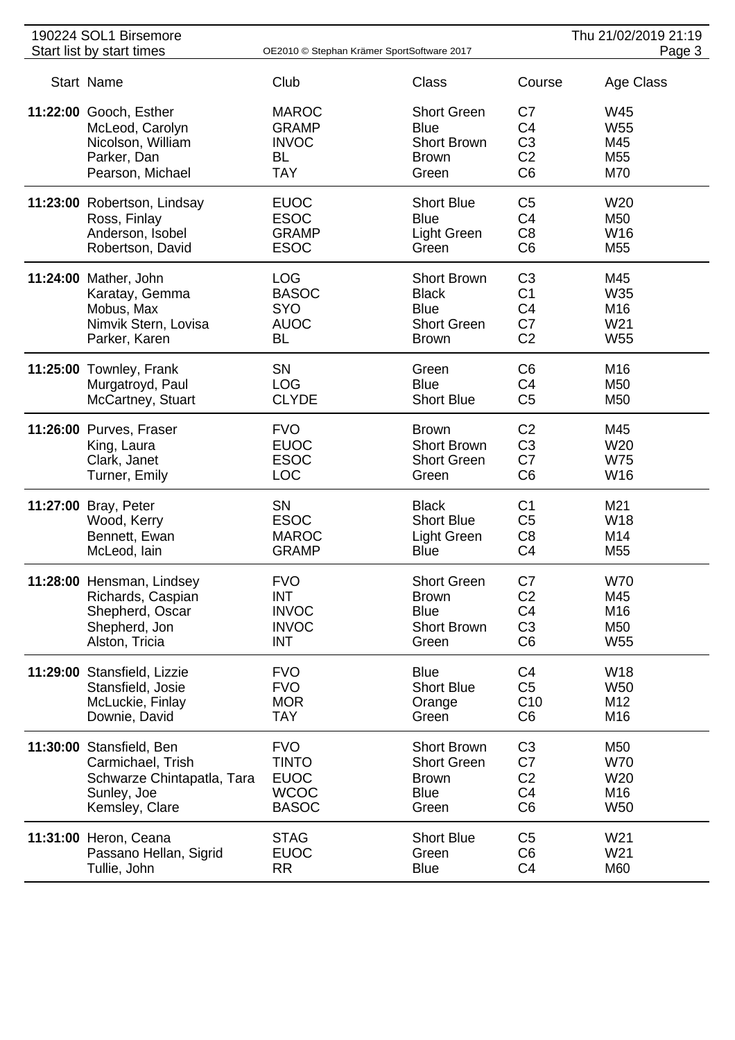| Start | Name | Club | Class | Course | Age Class |
|---|---|---|---|---|---|
| **11:22:00** | Gooch, Esther | MAROC | Short Green | C7 | W45 |
| | McLeod, Carolyn | GRAMP | Blue | C4 | W55 |
| | Nicolson, William | INVOC | Short Brown | C3 | M45 |
| | Parker, Dan | BL | Brown | C2 | M55 |
| | Pearson, Michael | TAY | Green | C6 | M70 |
| **11:23:00** | Robertson, Lindsay | EUOC | Short Blue | C5 | W20 |
| | Ross, Finlay | ESOC | Blue | C4 | M50 |
| | Anderson, Isobel | GRAMP | Light Green | C8 | W16 |
| | Robertson, David | ESOC | Green | C6 | M55 |
| **11:24:00** | Mather, John | LOG | Short Brown | C3 | M45 |
| | Karatay, Gemma | BASOC | Black | C1 | W35 |
| | Mobus, Max | SYO | Blue | C4 | M16 |
| | Nimvik Stern, Lovisa | AUOC | Short Green | C7 | W21 |
| | Parker, Karen | BL | Brown | C2 | W55 |
| **11:25:00** | Townley, Frank | SN | Green | C6 | M16 |
| | Murgatroyd, Paul | LOG | Blue | C4 | M50 |
| | McCartney, Stuart | CLYDE | Short Blue | C5 | M50 |
| **11:26:00** | Purves, Fraser | FVO | Brown | C2 | M45 |
| | King, Laura | EUOC | Short Brown | C3 | W20 |
| | Clark, Janet | ESOC | Short Green | C7 | W75 |
| | Turner, Emily | LOC | Green | C6 | W16 |
| **11:27:00** | Bray, Peter | SN | Black | C1 | M21 |
| | Wood, Kerry | ESOC | Short Blue | C5 | W18 |
| | Bennett, Ewan | MAROC | Light Green | C8 | M14 |
| | McLeod, Iain | GRAMP | Blue | C4 | M55 |
| **11:28:00** | Hensman, Lindsey | FVO | Short Green | C7 | W70 |
| | Richards, Caspian | INT | Brown | C2 | M45 |
| | Shepherd, Oscar | INVOC | Blue | C4 | M16 |
| | Shepherd, Jon | INVOC | Short Brown | C3 | M50 |
| | Alston, Tricia | INT | Green | C6 | W55 |
| **11:29:00** | Stansfield, Lizzie | FVO | Blue | C4 | W18 |
| | Stansfield, Josie | FVO | Short Blue | C5 | W50 |
| | McLuckie, Finlay | MOR | Orange | C10 | M12 |
| | Downie, David | TAY | Green | C6 | M16 |
| **11:30:00** | Stansfield, Ben | FVO | Short Brown | C3 | M50 |
| | Carmichael, Trish | TINTO | Short Green | C7 | W70 |
| | Schwarze Chintapatla, Tara | EUOC | Brown | C2 | W20 |
| | Sunley, Joe | WCOC | Blue | C4 | M16 |
| | Kemsley, Clare | BASOC | Green | C6 | W50 |
| **11:31:00** | Heron, Ceana | STAG | Short Blue | C5 | W21 |
| | Passano Hellan, Sigrid | EUOC | Green | C6 | W21 |
| | Tullie, John | RR | Blue | C4 | M60 |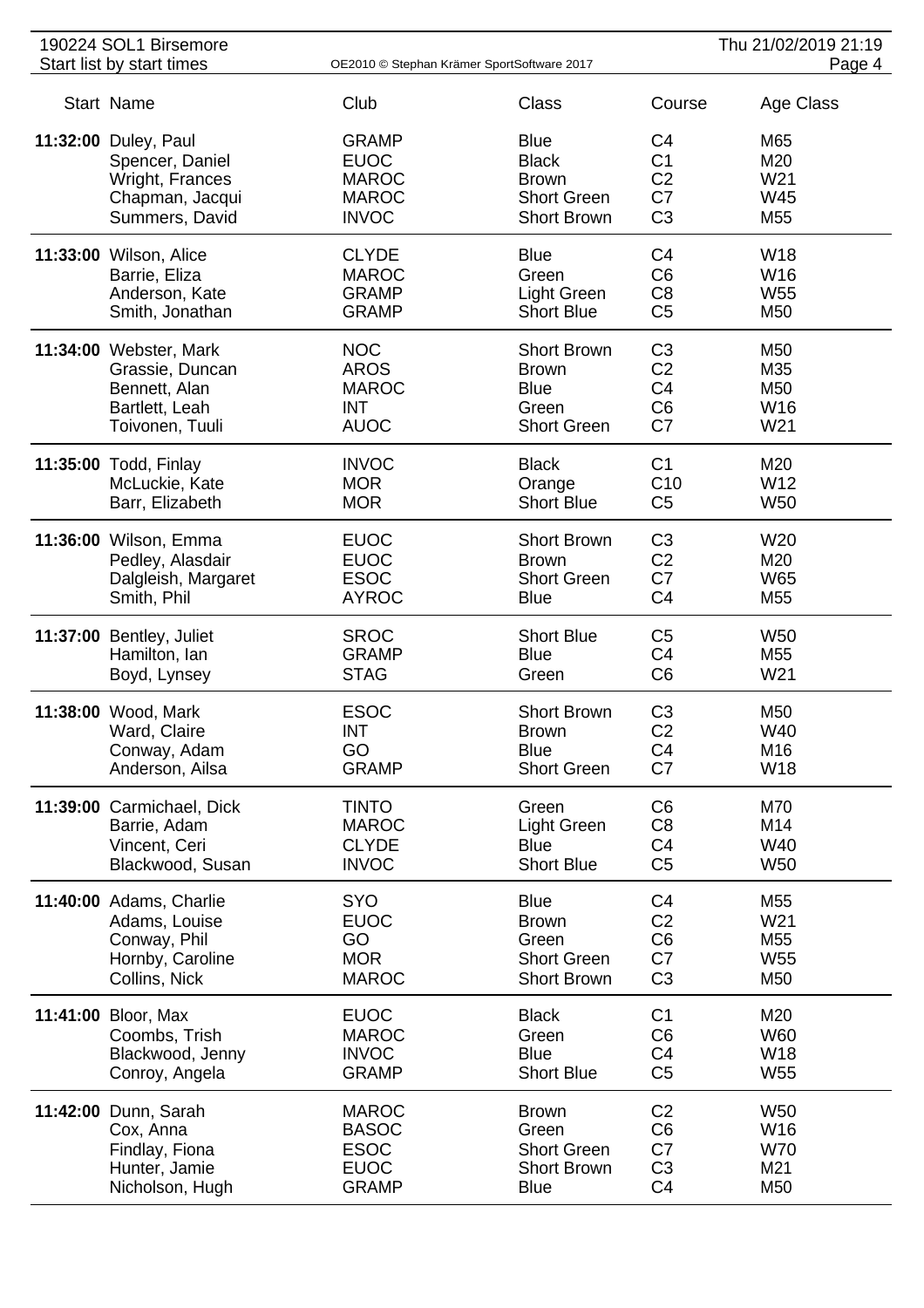190224 SOL1 Birsemore

Start list by start times

OE2010 © Stephan Krämer SportSoftware 2017

Thu 21/02/2019 21:19

| Start | Name | Club | Class | Course | Age Class |
|---|---|---|---|---|---|
| **11:32:00** | Duley, Paul | GRAMP | Blue | C4 | M65 |
| | Spencer, Daniel | EUOC | Black | C1 | M20 |
| | Wright, Frances | MAROC | Brown | C2 | W21 |
| | Chapman, Jacqui | MAROC | Short Green | C7 | W45 |
| | Summers, David | INVOC | Short Brown | C3 | M55 |
| **11:33:00** | Wilson, Alice | CLYDE | Blue | C4 | W18 |
| | Barrie, Eliza | MAROC | Green | C6 | W16 |
| | Anderson, Kate | GRAMP | Light Green | C8 | W55 |
| | Smith, Jonathan | GRAMP | Short Blue | C5 | M50 |
| **11:34:00** | Webster, Mark | NOC | Short Brown | C3 | M50 |
| | Grassie, Duncan | AROS | Brown | C2 | M35 |
| | Bennett, Alan | MAROC | Blue | C4 | M50 |
| | Bartlett, Leah | INT | Green | C6 | W16 |
| | Toivonen, Tuuli | AUOC | Short Green | C7 | W21 |
| **11:35:00** | Todd, Finlay | INVOC | Black | C1 | M20 |
| | McLuckie, Kate | MOR | Orange | C10 | W12 |
| | Barr, Elizabeth | MOR | Short Blue | C5 | W50 |
| **11:36:00** | Wilson, Emma | EUOC | Short Brown | C3 | W20 |
| | Pedley, Alasdair | EUOC | Brown | C2 | M20 |
| | Dalgleish, Margaret | ESOC | Short Green | C7 | W65 |
| | Smith, Phil | AYROC | Blue | C4 | M55 |
| **11:37:00** | Bentley, Juliet | SROC | Short Blue | C5 | W50 |
| | Hamilton, Ian | GRAMP | Blue | C4 | M55 |
| | Boyd, Lynsey | STAG | Green | C6 | W21 |
| **11:38:00** | Wood, Mark | ESOC | Short Brown | C3 | M50 |
| | Ward, Claire | INT | Brown | C2 | W40 |
| | Conway, Adam | GO | Blue | C4 | M16 |
| | Anderson, Ailsa | GRAMP | Short Green | C7 | W18 |
| **11:39:00** | Carmichael, Dick | TINTO | Green | C6 | M70 |
| | Barrie, Adam | MAROC | Light Green | C8 | M14 |
| | Vincent, Ceri | CLYDE | Blue | C4 | W40 |
| | Blackwood, Susan | INVOC | Short Blue | C5 | W50 |
| **11:40:00** | Adams, Charlie | SYO | Blue | C4 | M55 |
| | Adams, Louise | EUOC | Brown | C2 | W21 |
| | Conway, Phil | GO | Green | C6 | M55 |
| | Hornby, Caroline | MOR | Short Green | C7 | W55 |
| | Collins, Nick | MAROC | Short Brown | C3 | M50 |
| **11:41:00** | Bloor, Max | EUOC | Black | C1 | M20 |
| | Coombs, Trish | MAROC | Green | C6 | W60 |
| | Blackwood, Jenny | INVOC | Blue | C4 | W18 |
| | Conroy, Angela | GRAMP | Short Blue | C5 | W55 |
| **11:42:00** | Dunn, Sarah | MAROC | Brown | C2 | W50 |
| | Cox, Anna | BASOC | Green | C6 | W16 |
| | Findlay, Fiona | ESOC | Short Green | C7 | W70 |
| | Hunter, Jamie | EUOC | Short Brown | C3 | M21 |
| | Nicholson, Hugh | GRAMP | Blue | C4 | M50 |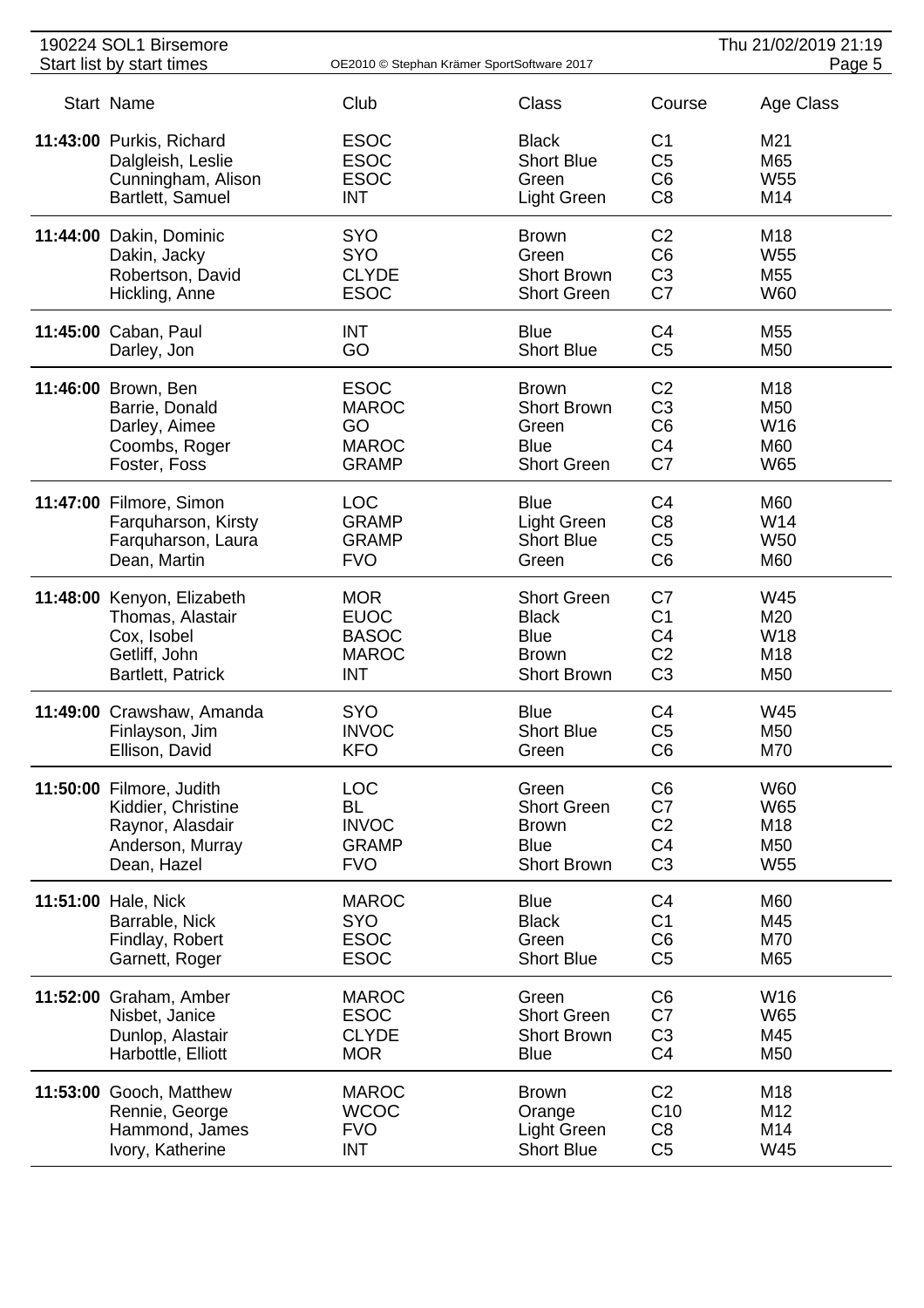190224 SOL1 Birsemore

Start list by start times

| Start | Name | Club | Class | Course | Age Class |
|---|---|---|---|---|---|
| **11:43:00** | Purkis, Richard | ESOC | Black | C1 | M21 |
| | Dalgleish, Leslie | ESOC | Short Blue | C5 | M65 |
| | Cunningham, Alison | ESOC | Green | C6 | W55 |
| | Bartlett, Samuel | INT | Light Green | C8 | M14 |
| **11:44:00** | Dakin, Dominic | SYO | Brown | C2 | M18 |
| | Dakin, Jacky | SYO | Green | C6 | W55 |
| | Robertson, David | CLYDE | Short Brown | C3 | M55 |
| | Hickling, Anne | ESOC | Short Green | C7 | W60 |
| **11:45:00** | Caban, Paul | INT | Blue | C4 | M55 |
| | Darley, Jon | GO | Short Blue | C5 | M50 |
| **11:46:00** | Brown, Ben | ESOC | Brown | C2 | M18 |
| | Barrie, Donald | MAROC | Short Brown | C3 | M50 |
| | Darley, Aimee | GO | Green | C6 | W16 |
| | Coombs, Roger | MAROC | Blue | C4 | M60 |
| | Foster, Foss | GRAMP | Short Green | C7 | W65 |
| **11:47:00** | Filmore, Simon | LOC | Blue | C4 | M60 |
| | Farquharson, Kirsty | GRAMP | Light Green | C8 | W14 |
| | Farquharson, Laura | GRAMP | Short Blue | C5 | W50 |
| | Dean, Martin | FVO | Green | C6 | M60 |
| **11:48:00** | Kenyon, Elizabeth | MOR | Short Green | C7 | W45 |
| | Thomas, Alastair | EUOC | Black | C1 | M20 |
| | Cox, Isobel | BASOC | Blue | C4 | W18 |
| | Getliff, John | MAROC | Brown | C2 | M18 |
| | Bartlett, Patrick | INT | Short Brown | C3 | M50 |
| **11:49:00** | Crawshaw, Amanda | SYO | Blue | C4 | W45 |
| | Finlayson, Jim | INVOC | Short Blue | C5 | M50 |
| | Ellison, David | KFO | Green | C6 | M70 |
| **11:50:00** | Filmore, Judith | LOC | Green | C6 | W60 |
| | Kiddier, Christine | BL | Short Green | C7 | W65 |
| | Raynor, Alasdair | INVOC | Brown | C2 | M18 |
| | Anderson, Murray | GRAMP | Blue | C4 | M50 |
| | Dean, Hazel | FVO | Short Brown | C3 | W55 |
| **11:51:00** | Hale, Nick | MAROC | Blue | C4 | M60 |
| | Barrable, Nick | SYO | Black | C1 | M45 |
| | Findlay, Robert | ESOC | Green | C6 | M70 |
| | Garnett, Roger | ESOC | Short Blue | C5 | M65 |
| **11:52:00** | Graham, Amber | MAROC | Green | C6 | W16 |
| | Nisbet, Janice | ESOC | Short Green | C7 | W65 |
| | Dunlop, Alastair | CLYDE | Short Brown | C3 | M45 |
| | Harbottle, Elliott | MOR | Blue | C4 | M50 |
| **11:53:00** | Gooch, Matthew | MAROC | Brown | C2 | M18 |
| | Rennie, George | WCOC | Orange | C10 | M12 |
| | Hammond, James | FVO | Light Green | C8 | M14 |
| | Ivory, Katherine | INT | Short Blue | C5 | W45 |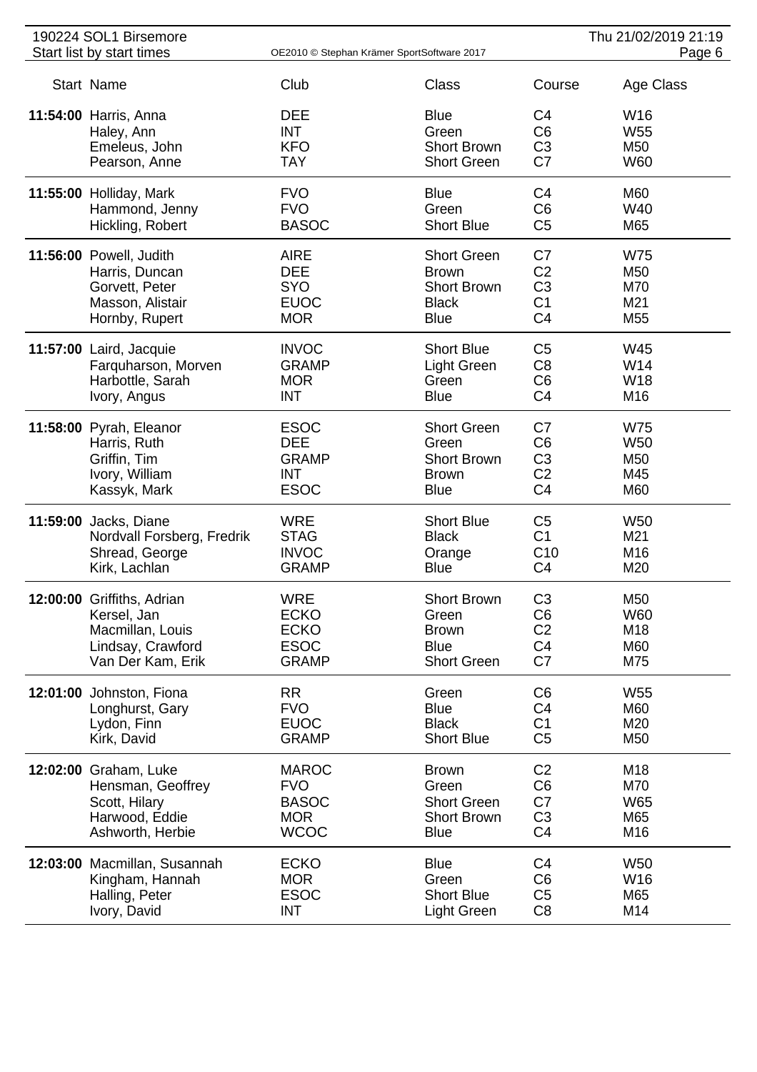| Start | Name | Club | Class | Course | Age Class |
|---|---|---|---|---|---|
| **11:54:00** | Harris, Anna | DEE | Blue | C4 | W16 |
| | Haley, Ann | INT | Green | C6 | W55 |
| | Emeleus, John | KFO | Short Brown | C3 | M50 |
| | Pearson, Anne | TAY | Short Green | C7 | W60 |
| **11:55:00** | Holliday, Mark | FVO | Blue | C4 | M60 |
| | Hammond, Jenny | FVO | Green | C6 | W40 |
| | Hickling, Robert | BASOC | Short Blue | C5 | M65 |
| **11:56:00** | Powell, Judith | AIRE | Short Green | C7 | W75 |
| | Harris, Duncan | DEE | Brown | C2 | M50 |
| | Gorvett, Peter | SYO | Short Brown | C3 | M70 |
| | Masson, Alistair | EUOC | Black | C1 | M21 |
| | Hornby, Rupert | MOR | Blue | C4 | M55 |
| **11:57:00** | Laird, Jacquie | INVOC | Short Blue | C5 | W45 |
| | Farquharson, Morven | GRAMP | Light Green | C8 | W14 |
| | Harbottle, Sarah | MOR | Green | C6 | W18 |
| | Ivory, Angus | INT | Blue | C4 | M16 |
| **11:58:00** | Pyrah, Eleanor | ESOC | Short Green | C7 | W75 |
| | Harris, Ruth | DEE | Green | C6 | W50 |
| | Griffin, Tim | GRAMP | Short Brown | C3 | M50 |
| | Ivory, William | INT | Brown | C2 | M45 |
| | Kassyk, Mark | ESOC | Blue | C4 | M60 |
| **11:59:00** | Jacks, Diane | WRE | Short Blue | C5 | W50 |
| | Nordvall Forsberg, Fredrik | STAG | Black | C1 | M21 |
| | Shread, George | INVOC | Orange | C10 | M16 |
| | Kirk, Lachlan | GRAMP | Blue | C4 | M20 |
| **12:00:00** | Griffiths, Adrian | WRE | Short Brown | C3 | M50 |
| | Kersel, Jan | ECKO | Green | C6 | W60 |
| | Macmillan, Louis | ECKO | Brown | C2 | M18 |
| | Lindsay, Crawford | ESOC | Blue | C4 | M60 |
| | Van Der Kam, Erik | GRAMP | Short Green | C7 | M75 |
| **12:01:00** | Johnston, Fiona | RR | Green | C6 | W55 |
| | Longhurst, Gary | FVO | Blue | C4 | M60 |
| | Lydon, Finn | EUOC | Black | C1 | M20 |
| | Kirk, David | GRAMP | Short Blue | C5 | M50 |
| **12:02:00** | Graham, Luke | MAROC | Brown | C2 | M18 |
| | Hensman, Geoffrey | FVO | Green | C6 | M70 |
| | Scott, Hilary | BASOC | Short Green | C7 | W65 |
| | Harwood, Eddie | MOR | Short Brown | C3 | M65 |
| | Ashworth, Herbie | WCOC | Blue | C4 | M16 |
| **12:03:00** | Macmillan, Susannah | ECKO | Blue | C4 | W50 |
| | Kingham, Hannah | MOR | Green | C6 | W16 |
| | Halling, Peter | ESOC | Short Blue | C5 | M65 |
| | Ivory, David | INT | Light Green | C8 | M14 |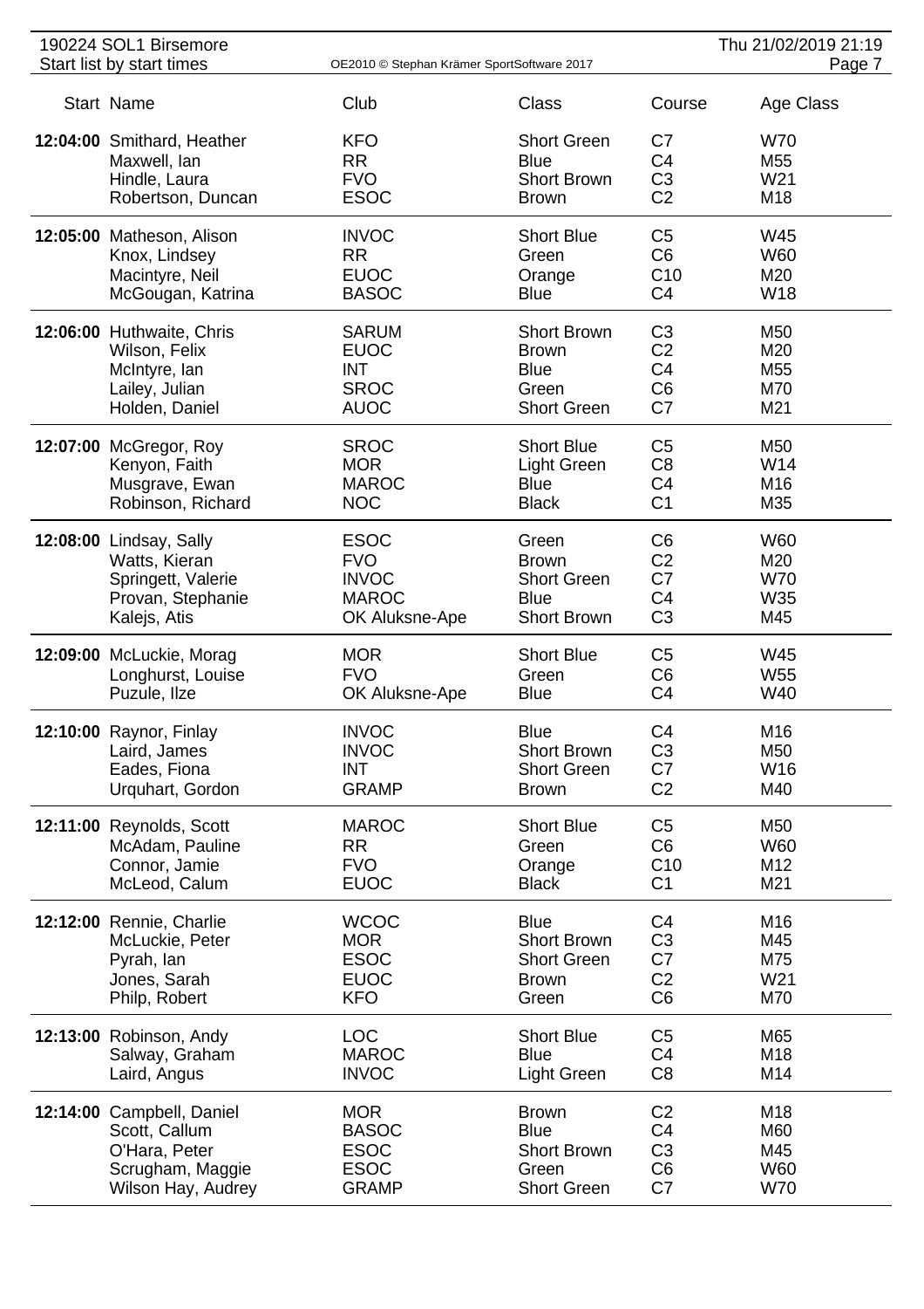| Start | Name | Club | Class | Course | Age Class |
|---|---|---|---|---|---|
| **12:04:00** | Smithard, Heather | KFO | Short Green | C7 | W70 |
| | Maxwell, Ian | RR | Blue | C4 | M55 |
| | Hindle, Laura | FVO | Short Brown | C3 | W21 |
| | Robertson, Duncan | ESOC | Brown | C2 | M18 |
| **12:05:00** | Matheson, Alison | INVOC | Short Blue | C5 | W45 |
| | Knox, Lindsey | RR | Green | C6 | W60 |
| | Macintyre, Neil | EUOC | Orange | C10 | M20 |
| | McGougan, Katrina | BASOC | Blue | C4 | W18 |
| **12:06:00** | Huthwaite, Chris | SARUM | Short Brown | C3 | M50 |
| | Wilson, Felix | EUOC | Brown | C2 | M20 |
| | McIntyre, Ian | INT | Blue | C4 | M55 |
| | Lailey, Julian | SROC | Green | C6 | M70 |
| | Holden, Daniel | AUOC | Short Green | C7 | M21 |
| **12:07:00** | McGregor, Roy | SROC | Short Blue | C5 | M50 |
| | Kenyon, Faith | MOR | Light Green | C8 | W14 |
| | Musgrave, Ewan | MAROC | Blue | C4 | M16 |
| | Robinson, Richard | NOC | Black | C1 | M35 |
| **12:08:00** | Lindsay, Sally | ESOC | Green | C6 | W60 |
| | Watts, Kieran | FVO | Brown | C2 | M20 |
| | Springett, Valerie | INVOC | Short Green | C7 | W70 |
| | Provan, Stephanie | MAROC | Blue | C4 | W35 |
| | Kalejs, Atis | OK Aluksne-Ape | Short Brown | C3 | M45 |
| **12:09:00** | McLuckie, Morag | MOR | Short Blue | C5 | W45 |
| | Longhurst, Louise | FVO | Green | C6 | W55 |
| | Puzule, Ilze | OK Aluksne-Ape | Blue | C4 | W40 |
| **12:10:00** | Raynor, Finlay | INVOC | Blue | C4 | M16 |
| | Laird, James | INVOC | Short Brown | C3 | M50 |
| | Eades, Fiona | INT | Short Green | C7 | W16 |
| | Urquhart, Gordon | GRAMP | Brown | C2 | M40 |
| **12:11:00** | Reynolds, Scott | MAROC | Short Blue | C5 | M50 |
| | McAdam, Pauline | RR | Green | C6 | W60 |
| | Connor, Jamie | FVO | Orange | C10 | M12 |
| | McLeod, Calum | EUOC | Black | C1 | M21 |
| **12:12:00** | Rennie, Charlie | WCOC | Blue | C4 | M16 |
| | McLuckie, Peter | MOR | Short Brown | C3 | M45 |
| | Pyrah, Ian | ESOC | Short Green | C7 | M75 |
| | Jones, Sarah | EUOC | Brown | C2 | W21 |
| | Philp, Robert | KFO | Green | C6 | M70 |
| **12:13:00** | Robinson, Andy | LOC | Short Blue | C5 | M65 |
| | Salway, Graham | MAROC | Blue | C4 | M18 |
| | Laird, Angus | INVOC | Light Green | C8 | M14 |
| **12:14:00** | Campbell, Daniel | MOR | Brown | C2 | M18 |
| | Scott, Callum | BASOC | Blue | C4 | M60 |
| | O'Hara, Peter | ESOC | Short Brown | C3 | M45 |
| | Scrugham, Maggie | ESOC | Green | C6 | W60 |
| | Wilson Hay, Audrey | GRAMP | Short Green | C7 | W70 |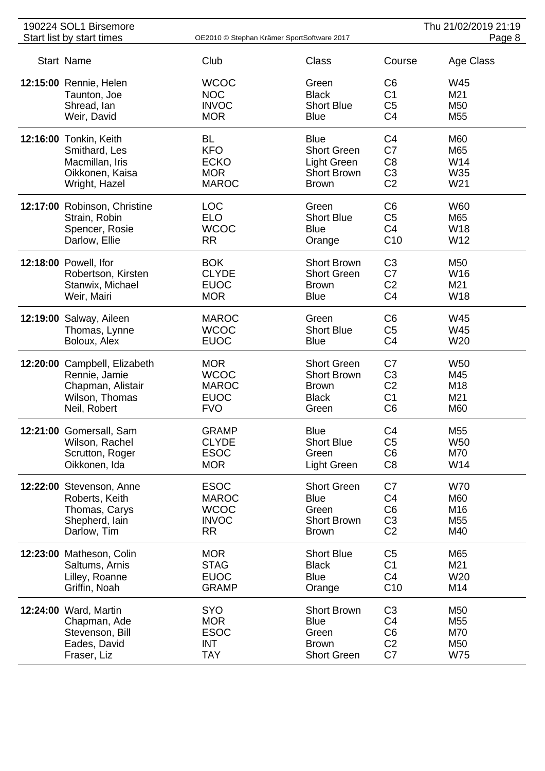190224 SOL1 Birsemore
Start list by start times

| Start | Name | Club | Class | Course | Age Class |
|---|---|---|---|---|---|
| **12:15:00** | Rennie, Helen | WCOC | Green | C6 | W45 |
| | Taunton, Joe | NOC | Black | C1 | M21 |
| | Shread, Ian | INVOC | Short Blue | C5 | M50 |
| | Weir, David | MOR | Blue | C4 | M55 |
| **12:16:00** | Tonkin, Keith | BL | Blue | C4 | M60 |
| | Smithard, Les | KFO | Short Green | C7 | M65 |
| | Macmillan, Iris | ECKO | Light Green | C8 | W14 |
| | Oikkonen, Kaisa | MOR | Short Brown | C3 | W35 |
| | Wright, Hazel | MAROC | Brown | C2 | W21 |
| **12:17:00** | Robinson, Christine | LOC | Green | C6 | W60 |
| | Strain, Robin | ELO | Short Blue | C5 | M65 |
| | Spencer, Rosie | WCOC | Blue | C4 | W18 |
| | Darlow, Ellie | RR | Orange | C10 | W12 |
| **12:18:00** | Powell, Ifor | BOK | Short Brown | C3 | M50 |
| | Robertson, Kirsten | CLYDE | Short Green | C7 | W16 |
| | Stanwix, Michael | EUOC | Brown | C2 | M21 |
| | Weir, Mairi | MOR | Blue | C4 | W18 |
| **12:19:00** | Salway, Aileen | MAROC | Green | C6 | W45 |
| | Thomas, Lynne | WCOC | Short Blue | C5 | W45 |
| | Boloux, Alex | EUOC | Blue | C4 | W20 |
| **12:20:00** | Campbell, Elizabeth | MOR | Short Green | C7 | W50 |
| | Rennie, Jamie | WCOC | Short Brown | C3 | M45 |
| | Chapman, Alistair | MAROC | Brown | C2 | M18 |
| | Wilson, Thomas | EUOC | Black | C1 | M21 |
| | Neil, Robert | FVO | Green | C6 | M60 |
| **12:21:00** | Gomersall, Sam | GRAMP | Blue | C4 | M55 |
| | Wilson, Rachel | CLYDE | Short Blue | C5 | W50 |
| | Scrutton, Roger | ESOC | Green | C6 | M70 |
| | Oikkonen, Ida | MOR | Light Green | C8 | W14 |
| **12:22:00** | Stevenson, Anne | ESOC | Short Green | C7 | W70 |
| | Roberts, Keith | MAROC | Blue | C4 | M60 |
| | Thomas, Carys | WCOC | Green | C6 | M16 |
| | Shepherd, Iain | INVOC | Short Brown | C3 | M55 |
| | Darlow, Tim | RR | Brown | C2 | M40 |
| **12:23:00** | Matheson, Colin | MOR | Short Blue | C5 | M65 |
| | Saltums, Arnis | STAG | Black | C1 | M21 |
| | Lilley, Roanne | EUOC | Blue | C4 | W20 |
| | Griffin, Noah | GRAMP | Orange | C10 | M14 |
| **12:24:00** | Ward, Martin | SYO | Short Brown | C3 | M50 |
| | Chapman, Ade | MOR | Blue | C4 | M55 |
| | Stevenson, Bill | ESOC | Green | C6 | M70 |
| | Eades, David | INT | Brown | C2 | M50 |
| | Fraser, Liz | TAY | Short Green | C7 | W75 |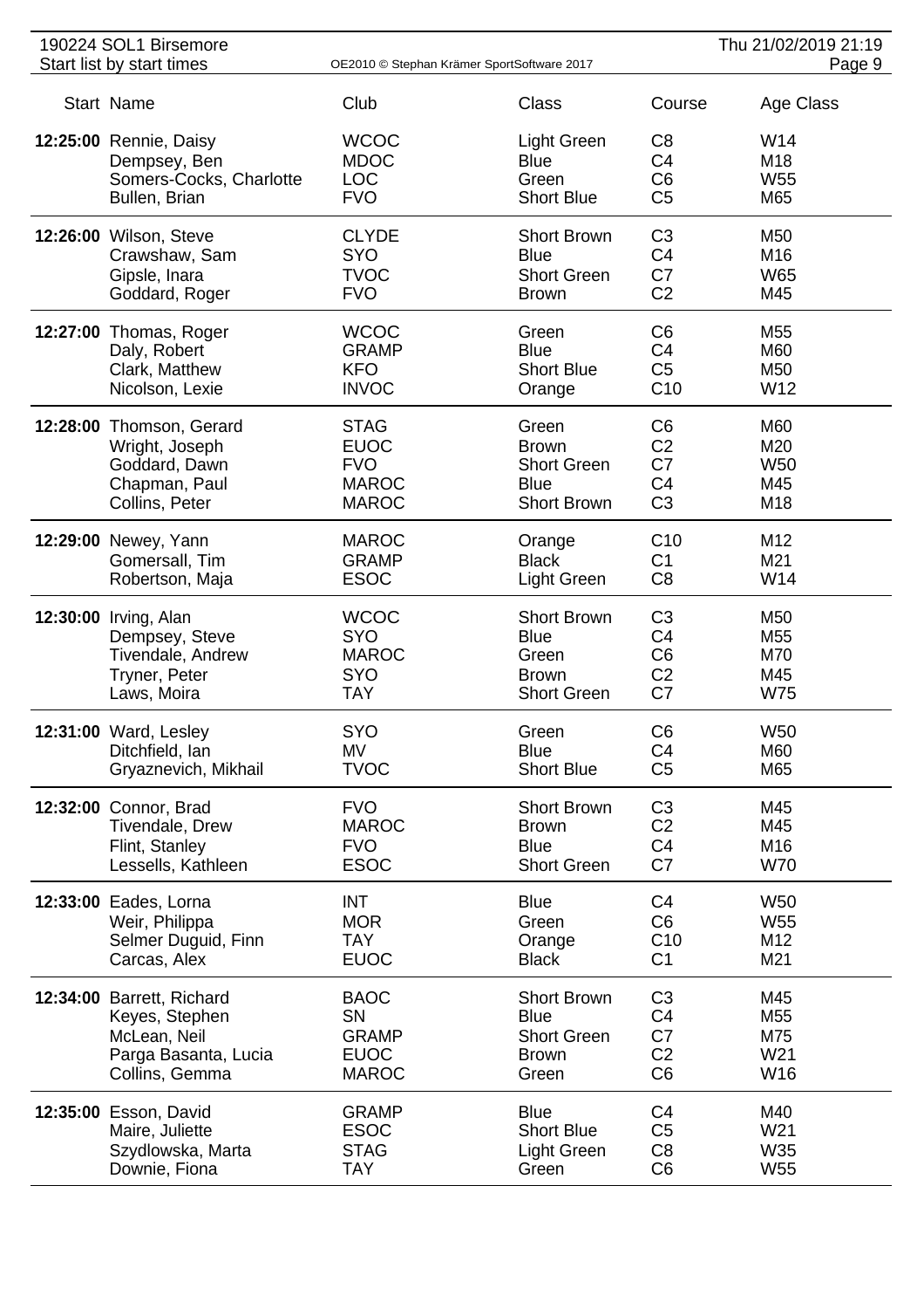190224 SOL1 Birsemore
Start list by start times

OE2010 © Stephan Krämer SportSoftware 2017

Thu 21/02/2019 21:19

| Start | Name | Club | Class | Course | Age Class |
|---|---|---|---|---|---|
| **12:25:00** | Rennie, Daisy | WCOC | Light Green | C8 | W14 |
| | Dempsey, Ben | MDOC | Blue | C4 | M18 |
| | Somers-Cocks, Charlotte | LOC | Green | C6 | W55 |
| | Bullen, Brian | FVO | Short Blue | C5 | M65 |
| **12:26:00** | Wilson, Steve | CLYDE | Short Brown | C3 | M50 |
| | Crawshaw, Sam | SYO | Blue | C4 | M16 |
| | Gipsle, Inara | TVOC | Short Green | C7 | W65 |
| | Goddard, Roger | FVO | Brown | C2 | M45 |
| **12:27:00** | Thomas, Roger | WCOC | Green | C6 | M55 |
| | Daly, Robert | GRAMP | Blue | C4 | M60 |
| | Clark, Matthew | KFO | Short Blue | C5 | M50 |
| | Nicolson, Lexie | INVOC | Orange | C10 | W12 |
| **12:28:00** | Thomson, Gerard | STAG | Green | C6 | M60 |
| | Wright, Joseph | EUOC | Brown | C2 | M20 |
| | Goddard, Dawn | FVO | Short Green | C7 | W50 |
| | Chapman, Paul | MAROC | Blue | C4 | M45 |
| | Collins, Peter | MAROC | Short Brown | C3 | M18 |
| **12:29:00** | Newey, Yann | MAROC | Orange | C10 | M12 |
| | Gomersall, Tim | GRAMP | Black | C1 | M21 |
| | Robertson, Maja | ESOC | Light Green | C8 | W14 |
| **12:30:00** | Irving, Alan | WCOC | Short Brown | C3 | M50 |
| | Dempsey, Steve | SYO | Blue | C4 | M55 |
| | Tivendale, Andrew | MAROC | Green | C6 | M70 |
| | Tryner, Peter | SYO | Brown | C2 | M45 |
| | Laws, Moira | TAY | Short Green | C7 | W75 |
| **12:31:00** | Ward, Lesley | SYO | Green | C6 | W50 |
| | Ditchfield, Ian | MV | Blue | C4 | M60 |
| | Gryaznevich, Mikhail | TVOC | Short Blue | C5 | M65 |
| **12:32:00** | Connor, Brad | FVO | Short Brown | C3 | M45 |
| | Tivendale, Drew | MAROC | Brown | C2 | M45 |
| | Flint, Stanley | FVO | Blue | C4 | M16 |
| | Lessells, Kathleen | ESOC | Short Green | C7 | W70 |
| **12:33:00** | Eades, Lorna | INT | Blue | C4 | W50 |
| | Weir, Philippa | MOR | Green | C6 | W55 |
| | Selmer Duguid, Finn | TAY | Orange | C10 | M12 |
| | Carcas, Alex | EUOC | Black | C1 | M21 |
| **12:34:00** | Barrett, Richard | BAOC | Short Brown | C3 | M45 |
| | Keyes, Stephen | SN | Blue | C4 | M55 |
| | McLean, Neil | GRAMP | Short Green | C7 | M75 |
| | Parga Basanta, Lucia | EUOC | Brown | C2 | W21 |
| | Collins, Gemma | MAROC | Green | C6 | W16 |
| **12:35:00** | Esson, David | GRAMP | Blue | C4 | M40 |
| | Maire, Juliette | ESOC | Short Blue | C5 | W21 |
| | Szydlowska, Marta | STAG | Light Green | C8 | W35 |
| | Downie, Fiona | TAY | Green | C6 | W55 |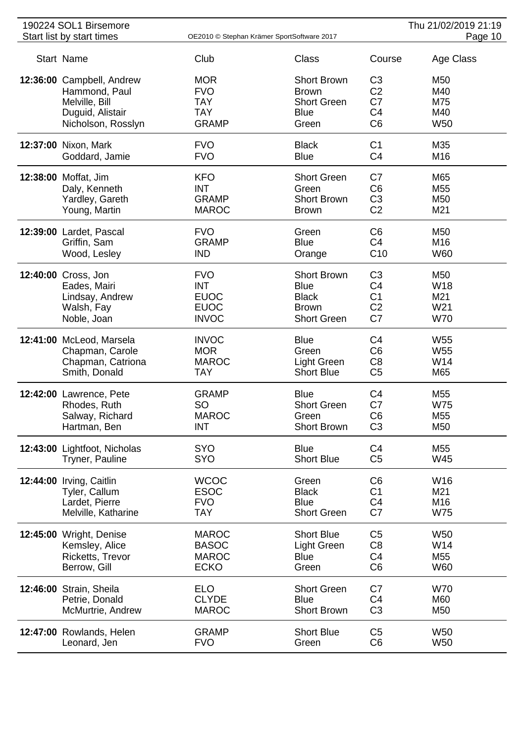190224 SOL1 Birsemore
Start list by start times

| Start | Name | Club | Class | Course | Age Class |
|---|---|---|---|---|---|
| **12:36:00** | Campbell, Andrew | MOR | Short Brown | C3 | M50 |
| | Hammond, Paul | FVO | Brown | C2 | M40 |
| | Melville, Bill | TAY | Short Green | C7 | M75 |
| | Duguid, Alistair | TAY | Blue | C4 | M40 |
| | Nicholson, Rosslyn | GRAMP | Green | C6 | W50 |
| **12:37:00** | Nixon, Mark | FVO | Black | C1 | M35 |
| | Goddard, Jamie | FVO | Blue | C4 | M16 |
| **12:38:00** | Moffat, Jim | KFO | Short Green | C7 | M65 |
| | Daly, Kenneth | INT | Green | C6 | M55 |
| | Yardley, Gareth | GRAMP | Short Brown | C3 | M50 |
| | Young, Martin | MAROC | Brown | C2 | M21 |
| **12:39:00** | Lardet, Pascal | FVO | Green | C6 | M50 |
| | Griffin, Sam | GRAMP | Blue | C4 | M16 |
| | Wood, Lesley | IND | Orange | C10 | W60 |
| **12:40:00** | Cross, Jon | FVO | Short Brown | C3 | M50 |
| | Eades, Mairi | INT | Blue | C4 | W18 |
| | Lindsay, Andrew | EUOC | Black | C1 | M21 |
| | Walsh, Fay | EUOC | Brown | C2 | W21 |
| | Noble, Joan | INVOC | Short Green | C7 | W70 |
| **12:41:00** | McLeod, Marsela | INVOC | Blue | C4 | W55 |
| | Chapman, Carole | MOR | Green | C6 | W55 |
| | Chapman, Catriona | MAROC | Light Green | C8 | W14 |
| | Smith, Donald | TAY | Short Blue | C5 | M65 |
| **12:42:00** | Lawrence, Pete | GRAMP | Blue | C4 | M55 |
| | Rhodes, Ruth | SO | Short Green | C7 | W75 |
| | Salway, Richard | MAROC | Green | C6 | M55 |
| | Hartman, Ben | INT | Short Brown | C3 | M50 |
| **12:43:00** | Lightfoot, Nicholas | SYO | Blue | C4 | M55 |
| | Tryner, Pauline | SYO | Short Blue | C5 | W45 |
| **12:44:00** | Irving, Caitlin | WCOC | Green | C6 | W16 |
| | Tyler, Callum | ESOC | Black | C1 | M21 |
| | Lardet, Pierre | FVO | Blue | C4 | M16 |
| | Melville, Katharine | TAY | Short Green | C7 | W75 |
| **12:45:00** | Wright, Denise | MAROC | Short Blue | C5 | W50 |
| | Kemsley, Alice | BASOC | Light Green | C8 | W14 |
| | Ricketts, Trevor | MAROC | Blue | C4 | M55 |
| | Berrow, Gill | ECKO | Green | C6 | W60 |
| **12:46:00** | Strain, Sheila | ELO | Short Green | C7 | W70 |
| | Petrie, Donald | CLYDE | Blue | C4 | M60 |
| | McMurtrie, Andrew | MAROC | Short Brown | C3 | M50 |
| **12:47:00** | Rowlands, Helen | GRAMP | Short Blue | C5 | W50 |
| | Leonard, Jen | FVO | Green | C6 | W50 |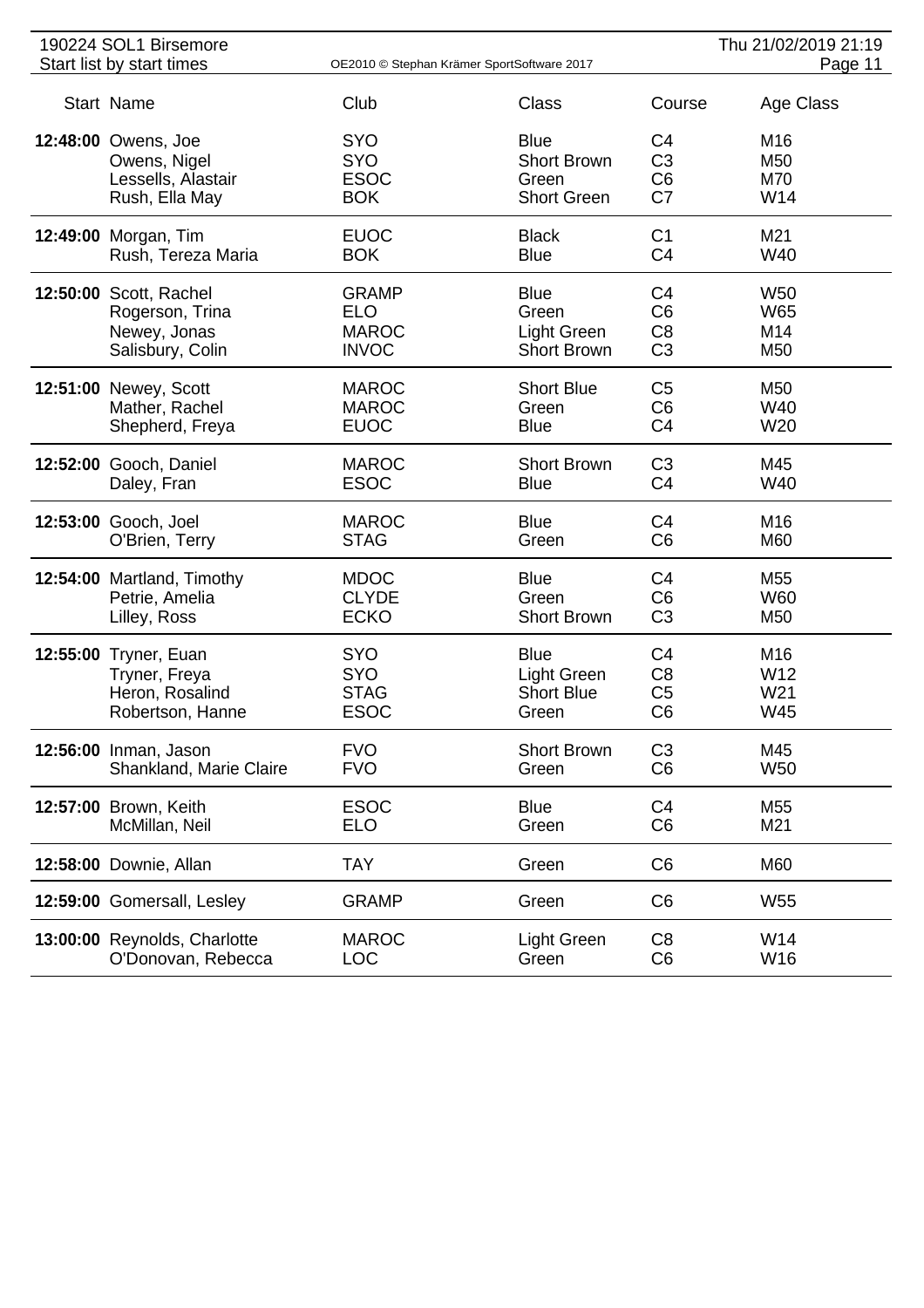| Start | Name | Club | Class | Course | Age Class |
|---|---|---|---|---|---|
| **12:48:00** | Owens, Joe | SYO | Blue | C4 | M16 |
| | Owens, Nigel | SYO | Short Brown | C3 | M50 |
| | Lessells, Alastair | ESOC | Green | C6 | M70 |
| | Rush, Ella May | BOK | Short Green | C7 | W14 |
| **12:49:00** | Morgan, Tim | EUOC | Black | C1 | M21 |
| | Rush, Tereza Maria | BOK | Blue | C4 | W40 |
| **12:50:00** | Scott, Rachel | GRAMP | Blue | C4 | W50 |
| | Rogerson, Trina | ELO | Green | C6 | W65 |
| | Newey, Jonas | MAROC | Light Green | C8 | M14 |
| | Salisbury, Colin | INVOC | Short Brown | C3 | M50 |
| **12:51:00** | Newey, Scott | MAROC | Short Blue | C5 | M50 |
| | Mather, Rachel | MAROC | Green | C6 | W40 |
| | Shepherd, Freya | EUOC | Blue | C4 | W20 |
| **12:52:00** | Gooch, Daniel | MAROC | Short Brown | C3 | M45 |
| | Daley, Fran | ESOC | Blue | C4 | W40 |
| **12:53:00** | Gooch, Joel | MAROC | Blue | C4 | M16 |
| | O'Brien, Terry | STAG | Green | C6 | M60 |
| **12:54:00** | Martland, Timothy | MDOC | Blue | C4 | M55 |
| | Petrie, Amelia | CLYDE | Green | C6 | W60 |
| | Lilley, Ross | ECKO | Short Brown | C3 | M50 |
| **12:55:00** | Tryner, Euan | SYO | Blue | C4 | M16 |
| | Tryner, Freya | SYO | Light Green | C8 | W12 |
| | Heron, Rosalind | STAG | Short Blue | C5 | W21 |
| | Robertson, Hanne | ESOC | Green | C6 | W45 |
| **12:56:00** | Inman, Jason | FVO | Short Brown | C3 | M45 |
| | Shankland, Marie Claire | FVO | Green | C6 | W50 |
| **12:57:00** | Brown, Keith | ESOC | Blue | C4 | M55 |
| | McMillan, Neil | ELO | Green | C6 | M21 |
| **12:58:00** | Downie, Allan | TAY | Green | C6 | M60 |
| **12:59:00** | Gomersall, Lesley | GRAMP | Green | C6 | W55 |
| **13:00:00** | Reynolds, Charlotte | MAROC | Light Green | C8 | W14 |
| | O'Donovan, Rebecca | LOC | Green | C6 | W16 |